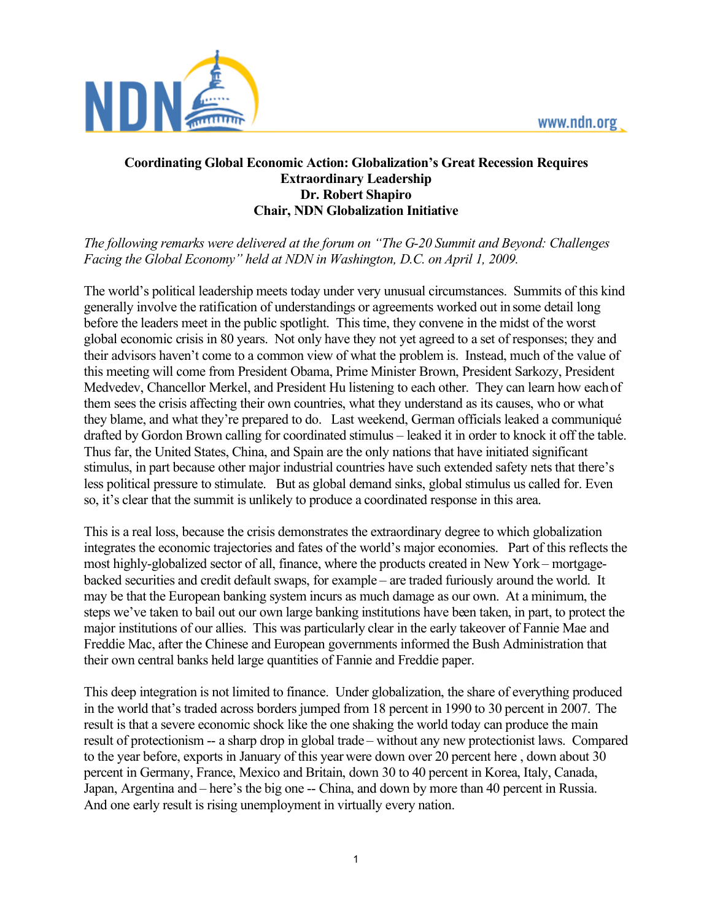**Coordinating Global Economic Action: Globalization's Great Recession Requires Extraordinary Leadership**
**Dr. Robert Shapiro**
**Chair, NDN Globalization Initiative**

*The following remarks were delivered at the forum on "The G-20 Summit and Beyond: Challenges Facing the Global Economy" held at NDN in Washington, D.C. on April 1, 2009.*

The world's political leadership meets today under very unusual circumstances. Summits of this kind generally involve the ratification of understandings or agreements worked out in some detail long before the leaders meet in the public spotlight. This time, they convene in the midst of the worst global economic crisis in 80 years. Not only have they not yet agreed to a set of responses; they and their advisors haven't come to a common view of what the problem is. Instead, much of the value of this meeting will come from President Obama, Prime Minister Brown, President Sarkozy, President Medvedev, Chancellor Merkel, and President Hu listening to each other. They can learn how each of them sees the crisis affecting their own countries, what they understand as its causes, who or what they blame, and what they're prepared to do. Last weekend, German officials leaked a communiqué drafted by Gordon Brown calling for coordinated stimulus – leaked it in order to knock it off the table. Thus far, the United States, China, and Spain are the only nations that have initiated significant stimulus, in part because other major industrial countries have such extended safety nets that there's less political pressure to stimulate. But as global demand sinks, global stimulus us called for. Even so, it's clear that the summit is unlikely to produce a coordinated response in this area.

This is a real loss, because the crisis demonstrates the extraordinary degree to which globalization integrates the economic trajectories and fates of the world's major economies. Part of this reflects the most highly-globalized sector of all, finance, where the products created in New York – mortgage-backed securities and credit default swaps, for example – are traded furiously around the world. It may be that the European banking system incurs as much damage as our own. At a minimum, the steps we've taken to bail out our own large banking institutions have been taken, in part, to protect the major institutions of our allies. This was particularly clear in the early takeover of Fannie Mae and Freddie Mac, after the Chinese and European governments informed the Bush Administration that their own central banks held large quantities of Fannie and Freddie paper.

This deep integration is not limited to finance. Under globalization, the share of everything produced in the world that's traded across borders jumped from 18 percent in 1990 to 30 percent in 2007. The result is that a severe economic shock like the one shaking the world today can produce the main result of protectionism -- a sharp drop in global trade – without any new protectionist laws. Compared to the year before, exports in January of this year were down over 20 percent here , down about 30 percent in Germany, France, Mexico and Britain, down 30 to 40 percent in Korea, Italy, Canada, Japan, Argentina and – here's the big one -- China, and down by more than 40 percent in Russia. And one early result is rising unemployment in virtually every nation.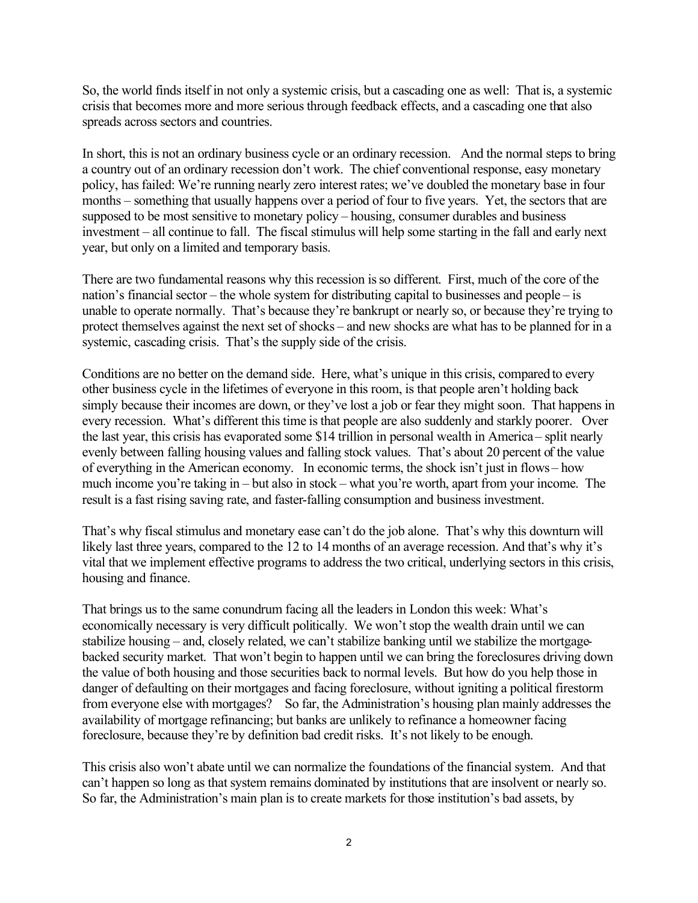So, the world finds itself in not only a systemic crisis, but a cascading one as well: That is, a systemic crisis that becomes more and more serious through feedback effects, and a cascading one that also spreads across sectors and countries.

In short, this is not an ordinary business cycle or an ordinary recession. And the normal steps to bring a country out of an ordinary recession don't work. The chief conventional response, easy monetary policy, has failed: We're running nearly zero interest rates; we've doubled the monetary base in four months – something that usually happens over a period of four to five years. Yet, the sectors that are supposed to be most sensitive to monetary policy – housing, consumer durables and business investment – all continue to fall. The fiscal stimulus will help some starting in the fall and early next year, but only on a limited and temporary basis.

There are two fundamental reasons why this recession is so different. First, much of the core of the nation's financial sector – the whole system for distributing capital to businesses and people – is unable to operate normally. That's because they're bankrupt or nearly so, or because they're trying to protect themselves against the next set of shocks – and new shocks are what has to be planned for in a systemic, cascading crisis. That's the supply side of the crisis.

Conditions are no better on the demand side. Here, what's unique in this crisis, compared to every other business cycle in the lifetimes of everyone in this room, is that people aren't holding back simply because their incomes are down, or they've lost a job or fear they might soon. That happens in every recession. What's different this time is that people are also suddenly and starkly poorer. Over the last year, this crisis has evaporated some $14 trillion in personal wealth in America – split nearly evenly between falling housing values and falling stock values. That's about 20 percent of the value of everything in the American economy. In economic terms, the shock isn't just in flows – how much income you're taking in – but also in stock – what you're worth, apart from your income. The result is a fast rising saving rate, and faster-falling consumption and business investment.

That's why fiscal stimulus and monetary ease can't do the job alone. That's why this downturn will likely last three years, compared to the 12 to 14 months of an average recession. And that's why it's vital that we implement effective programs to address the two critical, underlying sectors in this crisis, housing and finance.

That brings us to the same conundrum facing all the leaders in London this week: What's economically necessary is very difficult politically. We won't stop the wealth drain until we can stabilize housing – and, closely related, we can't stabilize banking until we stabilize the mortgage-backed security market. That won't begin to happen until we can bring the foreclosures driving down the value of both housing and those securities back to normal levels. But how do you help those in danger of defaulting on their mortgages and facing foreclosure, without igniting a political firestorm from everyone else with mortgages? So far, the Administration's housing plan mainly addresses the availability of mortgage refinancing; but banks are unlikely to refinance a homeowner facing foreclosure, because they're by definition bad credit risks. It's not likely to be enough.

This crisis also won't abate until we can normalize the foundations of the financial system. And that can't happen so long as that system remains dominated by institutions that are insolvent or nearly so. So far, the Administration's main plan is to create markets for those institution's bad assets, by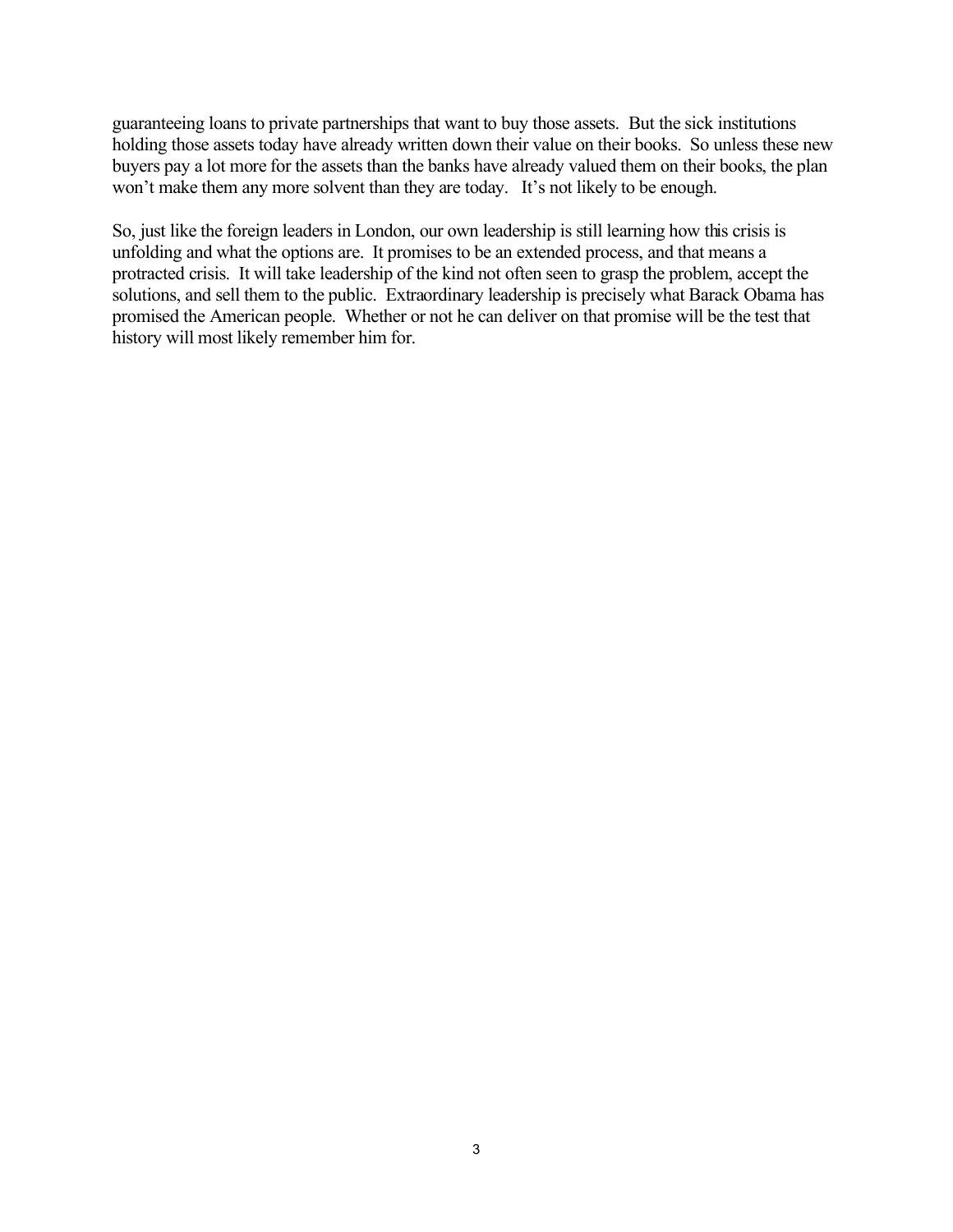guaranteeing loans to private partnerships that want to buy those assets. But the sick institutions holding those assets today have already written down their value on their books. So unless these new buyers pay a lot more for the assets than the banks have already valued them on their books, the plan won't make them any more solvent than they are today. It's not likely to be enough.

So, just like the foreign leaders in London, our own leadership is still learning how this crisis is unfolding and what the options are. It promises to be an extended process, and that means a protracted crisis. It will take leadership of the kind not often seen to grasp the problem, accept the solutions, and sell them to the public. Extraordinary leadership is precisely what Barack Obama has promised the American people. Whether or not he can deliver on that promise will be the test that history will most likely remember him for.